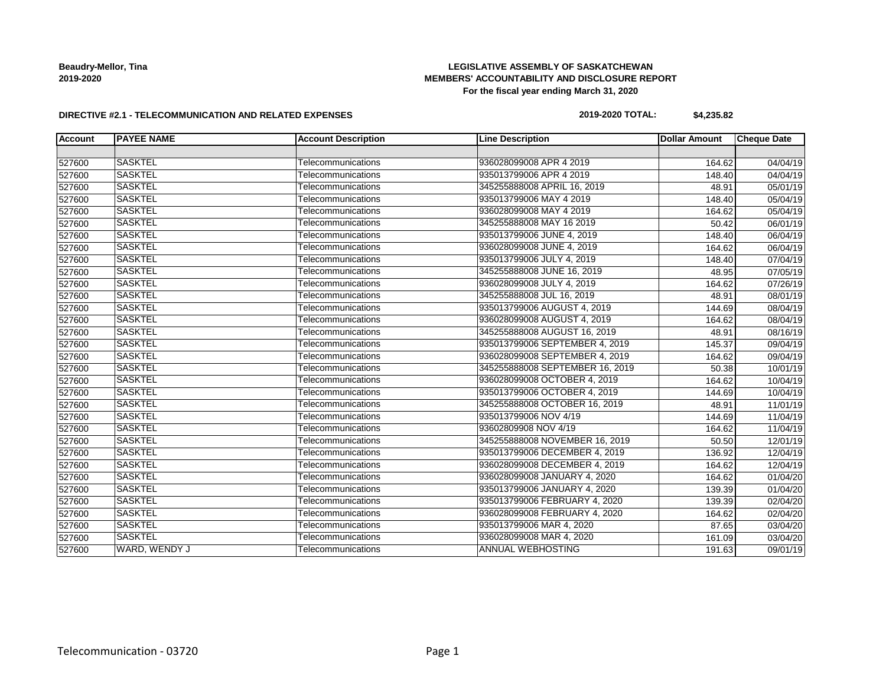**Beaudry-Mellor, Tina**
**2019-2020**

**LEGISLATIVE ASSEMBLY OF SASKATCHEWAN**
**MEMBERS' ACCOUNTABILITY AND DISCLOSURE REPORT**
**For the fiscal year ending March 31, 2020**

**DIRECTIVE #2.1 - TELECOMMUNICATION AND RELATED EXPENSES**

**2019-2020 TOTAL: $4,235.82**

| Account | PAYEE NAME | Account Description | Line Description | Dollar Amount | Cheque Date |
|---|---|---|---|---|---|
| | | | | | |
| 527600 | SASKTEL | Telecommunications | 936028099008 APR 4 2019 | 164.62 | 04/04/19 |
| 527600 | SASKTEL | Telecommunications | 935013799006 APR 4 2019 | 148.40 | 04/04/19 |
| 527600 | SASKTEL | Telecommunications | 345255888008 APRIL 16, 2019 | 48.91 | 05/01/19 |
| 527600 | SASKTEL | Telecommunications | 935013799006 MAY 4 2019 | 148.40 | 05/04/19 |
| 527600 | SASKTEL | Telecommunications | 936028099008 MAY 4 2019 | 164.62 | 05/04/19 |
| 527600 | SASKTEL | Telecommunications | 345255888008 MAY 16 2019 | 50.42 | 06/01/19 |
| 527600 | SASKTEL | Telecommunications | 935013799006 JUNE 4, 2019 | 148.40 | 06/04/19 |
| 527600 | SASKTEL | Telecommunications | 936028099008 JUNE 4, 2019 | 164.62 | 06/04/19 |
| 527600 | SASKTEL | Telecommunications | 935013799006 JULY 4, 2019 | 148.40 | 07/04/19 |
| 527600 | SASKTEL | Telecommunications | 345255888008 JUNE 16, 2019 | 48.95 | 07/05/19 |
| 527600 | SASKTEL | Telecommunications | 936028099008 JULY 4, 2019 | 164.62 | 07/26/19 |
| 527600 | SASKTEL | Telecommunications | 345255888008 JUL 16, 2019 | 48.91 | 08/01/19 |
| 527600 | SASKTEL | Telecommunications | 935013799006 AUGUST 4, 2019 | 144.69 | 08/04/19 |
| 527600 | SASKTEL | Telecommunications | 936028099008 AUGUST 4, 2019 | 164.62 | 08/04/19 |
| 527600 | SASKTEL | Telecommunications | 345255888008 AUGUST 16, 2019 | 48.91 | 08/16/19 |
| 527600 | SASKTEL | Telecommunications | 935013799006 SEPTEMBER 4, 2019 | 145.37 | 09/04/19 |
| 527600 | SASKTEL | Telecommunications | 936028099008 SEPTEMBER 4, 2019 | 164.62 | 09/04/19 |
| 527600 | SASKTEL | Telecommunications | 345255888008 SEPTEMBER 16, 2019 | 50.38 | 10/01/19 |
| 527600 | SASKTEL | Telecommunications | 936028099008 OCTOBER 4, 2019 | 164.62 | 10/04/19 |
| 527600 | SASKTEL | Telecommunications | 935013799006 OCTOBER 4, 2019 | 144.69 | 10/04/19 |
| 527600 | SASKTEL | Telecommunications | 345255888008 OCTOBER 16, 2019 | 48.91 | 11/01/19 |
| 527600 | SASKTEL | Telecommunications | 935013799006 NOV 4/19 | 144.69 | 11/04/19 |
| 527600 | SASKTEL | Telecommunications | 93602809908 NOV 4/19 | 164.62 | 11/04/19 |
| 527600 | SASKTEL | Telecommunications | 345255888008 NOVEMBER 16, 2019 | 50.50 | 12/01/19 |
| 527600 | SASKTEL | Telecommunications | 935013799006 DECEMBER 4, 2019 | 136.92 | 12/04/19 |
| 527600 | SASKTEL | Telecommunications | 936028099008 DECEMBER 4, 2019 | 164.62 | 12/04/19 |
| 527600 | SASKTEL | Telecommunications | 936028099008 JANUARY 4, 2020 | 164.62 | 01/04/20 |
| 527600 | SASKTEL | Telecommunications | 935013799006 JANUARY 4, 2020 | 139.39 | 01/04/20 |
| 527600 | SASKTEL | Telecommunications | 935013799006 FEBRUARY 4, 2020 | 139.39 | 02/04/20 |
| 527600 | SASKTEL | Telecommunications | 936028099008 FEBRUARY 4, 2020 | 164.62 | 02/04/20 |
| 527600 | SASKTEL | Telecommunications | 935013799006 MAR 4, 2020 | 87.65 | 03/04/20 |
| 527600 | SASKTEL | Telecommunications | 936028099008 MAR 4, 2020 | 161.09 | 03/04/20 |
| 527600 | WARD, WENDY J | Telecommunications | ANNUAL WEBHOSTING | 191.63 | 09/01/19 |

Telecommunication - 03720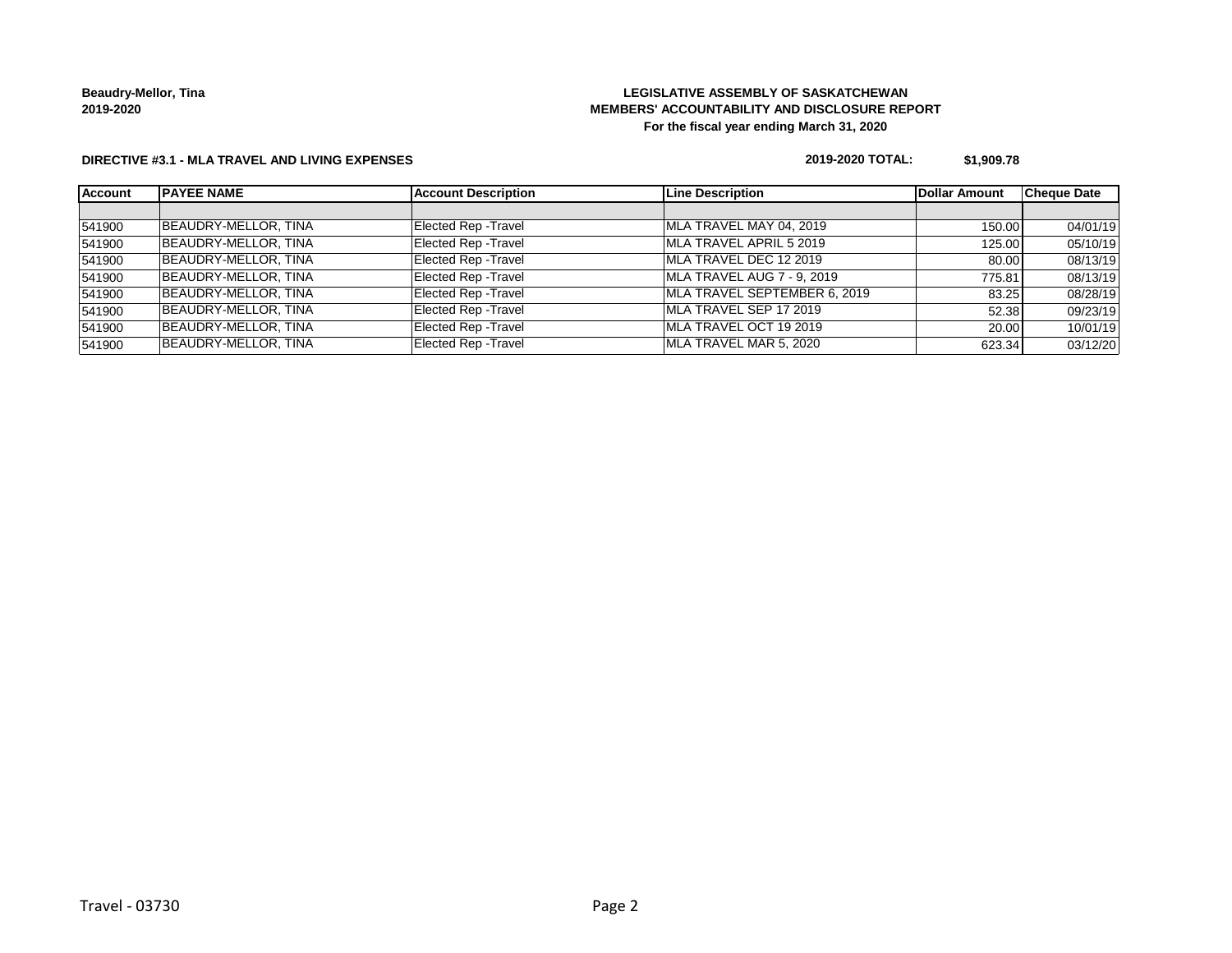**Beaudry-Mellor, Tina**
**2019-2020**

**LEGISLATIVE ASSEMBLY OF SASKATCHEWAN**
**MEMBERS' ACCOUNTABILITY AND DISCLOSURE REPORT**
**For the fiscal year ending March 31, 2020**

**DIRECTIVE #3.1 - MLA TRAVEL AND LIVING EXPENSES**

**2019-2020 TOTAL: $1,909.78**

| Account | PAYEE NAME | Account Description | Line Description | Dollar Amount | Cheque Date |
|---|---|---|---|---|---|
| | | | | | |
| 541900 | BEAUDRY-MELLOR, TINA | Elected Rep -Travel | MLA TRAVEL MAY 04, 2019 | 150.00 | 04/01/19 |
| 541900 | BEAUDRY-MELLOR, TINA | Elected Rep -Travel | MLA TRAVEL APRIL 5 2019 | 125.00 | 05/10/19 |
| 541900 | BEAUDRY-MELLOR, TINA | Elected Rep -Travel | MLA TRAVEL DEC 12 2019 | 80.00 | 08/13/19 |
| 541900 | BEAUDRY-MELLOR, TINA | Elected Rep -Travel | MLA TRAVEL AUG 7 - 9, 2019 | 775.81 | 08/13/19 |
| 541900 | BEAUDRY-MELLOR, TINA | Elected Rep -Travel | MLA TRAVEL SEPTEMBER 6, 2019 | 83.25 | 08/28/19 |
| 541900 | BEAUDRY-MELLOR, TINA | Elected Rep -Travel | MLA TRAVEL SEP 17 2019 | 52.38 | 09/23/19 |
| 541900 | BEAUDRY-MELLOR, TINA | Elected Rep -Travel | MLA TRAVEL OCT 19 2019 | 20.00 | 10/01/19 |
| 541900 | BEAUDRY-MELLOR, TINA | Elected Rep -Travel | MLA TRAVEL MAR 5, 2020 | 623.34 | 03/12/20 |

Travel - 03730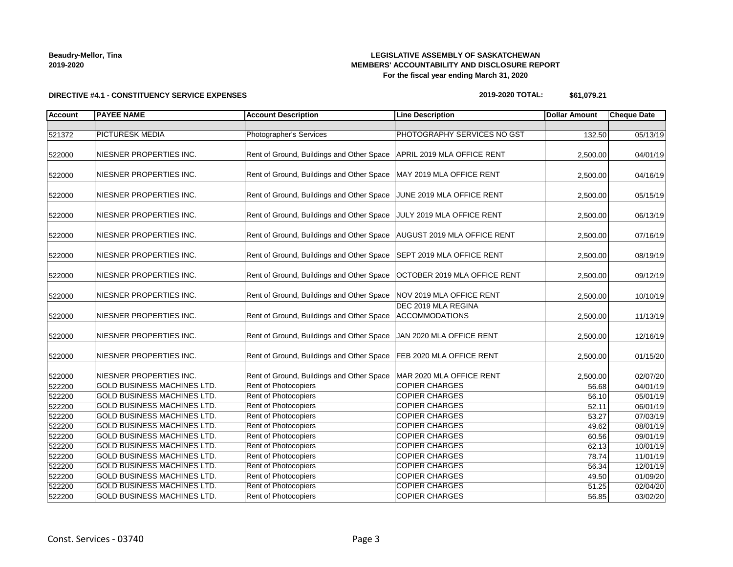**Beaudry-Mellor, Tina**
**2019-2020**

**LEGISLATIVE ASSEMBLY OF SASKATCHEWAN**
**MEMBERS' ACCOUNTABILITY AND DISCLOSURE REPORT**
**For the fiscal year ending March 31, 2020**

**DIRECTIVE #4.1 - CONSTITUENCY SERVICE EXPENSES**

**2019-2020 TOTAL: $61,079.21**

| Account | PAYEE NAME | Account Description | Line Description | Dollar Amount | Cheque Date |
|---|---|---|---|---|---|
| | | | | | |
| 521372 | PICTURESK MEDIA | Photographer's Services | PHOTOGRAPHY SERVICES NO GST | 132.50 | 05/13/19 |
| 522000 | NIESNER PROPERTIES INC. | Rent of Ground, Buildings and Other Space | APRIL 2019 MLA OFFICE RENT | 2,500.00 | 04/01/19 |
| 522000 | NIESNER PROPERTIES INC. | Rent of Ground, Buildings and Other Space | MAY 2019 MLA OFFICE RENT | 2,500.00 | 04/16/19 |
| 522000 | NIESNER PROPERTIES INC. | Rent of Ground, Buildings and Other Space | JUNE 2019 MLA OFFICE RENT | 2,500.00 | 05/15/19 |
| 522000 | NIESNER PROPERTIES INC. | Rent of Ground, Buildings and Other Space | JULY 2019 MLA OFFICE RENT | 2,500.00 | 06/13/19 |
| 522000 | NIESNER PROPERTIES INC. | Rent of Ground, Buildings and Other Space | AUGUST 2019 MLA OFFICE RENT | 2,500.00 | 07/16/19 |
| 522000 | NIESNER PROPERTIES INC. | Rent of Ground, Buildings and Other Space | SEPT 2019 MLA OFFICE RENT | 2,500.00 | 08/19/19 |
| 522000 | NIESNER PROPERTIES INC. | Rent of Ground, Buildings and Other Space | OCTOBER 2019 MLA OFFICE RENT | 2,500.00 | 09/12/19 |
| 522000 | NIESNER PROPERTIES INC. | Rent of Ground, Buildings and Other Space | NOV 2019 MLA OFFICE RENT | 2,500.00 | 10/10/19 |
| 522000 | NIESNER PROPERTIES INC. | Rent of Ground, Buildings and Other Space | DEC 2019 MLA REGINA ACCOMMODATIONS | 2,500.00 | 11/13/19 |
| 522000 | NIESNER PROPERTIES INC. | Rent of Ground, Buildings and Other Space | JAN 2020 MLA OFFICE RENT | 2,500.00 | 12/16/19 |
| 522000 | NIESNER PROPERTIES INC. | Rent of Ground, Buildings and Other Space | FEB 2020 MLA OFFICE RENT | 2,500.00 | 01/15/20 |
| 522000 | NIESNER PROPERTIES INC. | Rent of Ground, Buildings and Other Space | MAR 2020 MLA OFFICE RENT | 2,500.00 | 02/07/20 |
| 522200 | GOLD BUSINESS MACHINES LTD. | Rent of Photocopiers | COPIER CHARGES | 56.68 | 04/01/19 |
| 522200 | GOLD BUSINESS MACHINES LTD. | Rent of Photocopiers | COPIER CHARGES | 56.10 | 05/01/19 |
| 522200 | GOLD BUSINESS MACHINES LTD. | Rent of Photocopiers | COPIER CHARGES | 52.11 | 06/01/19 |
| 522200 | GOLD BUSINESS MACHINES LTD. | Rent of Photocopiers | COPIER CHARGES | 53.27 | 07/03/19 |
| 522200 | GOLD BUSINESS MACHINES LTD. | Rent of Photocopiers | COPIER CHARGES | 49.62 | 08/01/19 |
| 522200 | GOLD BUSINESS MACHINES LTD. | Rent of Photocopiers | COPIER CHARGES | 60.56 | 09/01/19 |
| 522200 | GOLD BUSINESS MACHINES LTD. | Rent of Photocopiers | COPIER CHARGES | 62.13 | 10/01/19 |
| 522200 | GOLD BUSINESS MACHINES LTD. | Rent of Photocopiers | COPIER CHARGES | 78.74 | 11/01/19 |
| 522200 | GOLD BUSINESS MACHINES LTD. | Rent of Photocopiers | COPIER CHARGES | 56.34 | 12/01/19 |
| 522200 | GOLD BUSINESS MACHINES LTD. | Rent of Photocopiers | COPIER CHARGES | 49.50 | 01/09/20 |
| 522200 | GOLD BUSINESS MACHINES LTD. | Rent of Photocopiers | COPIER CHARGES | 51.25 | 02/04/20 |
| 522200 | GOLD BUSINESS MACHINES LTD. | Rent of Photocopiers | COPIER CHARGES | 56.85 | 03/02/20 |

Const. Services - 03740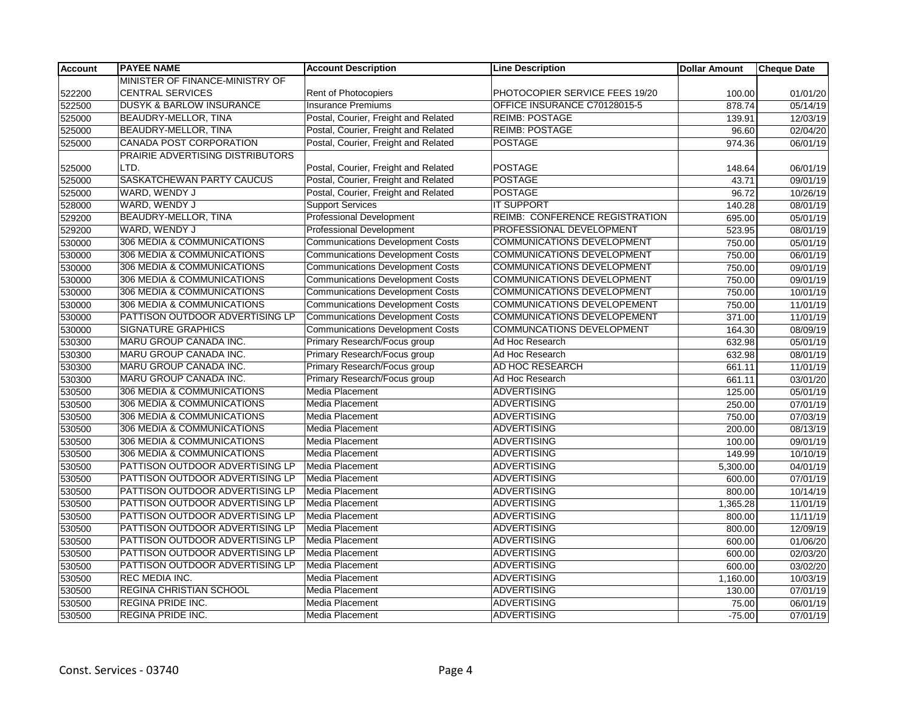| Account | PAYEE NAME | Account Description | Line Description | Dollar Amount | Cheque Date |
|---|---|---|---|---|---|
| 522200 | MINISTER OF FINANCE-MINISTRY OF CENTRAL SERVICES | Rent of Photocopiers | PHOTOCOPIER SERVICE FEES 19/20 | 100.00 | 01/01/20 |
| 522500 | DUSYK & BARLOW INSURANCE | Insurance Premiums | OFFICE INSURANCE C70128015-5 | 878.74 | 05/14/19 |
| 525000 | BEAUDRY-MELLOR, TINA | Postal, Courier, Freight and Related | REIMB: POSTAGE | 139.91 | 12/03/19 |
| 525000 | BEAUDRY-MELLOR, TINA | Postal, Courier, Freight and Related | REIMB: POSTAGE | 96.60 | 02/04/20 |
| 525000 | CANADA POST CORPORATION | Postal, Courier, Freight and Related | POSTAGE | 974.36 | 06/01/19 |
| 525000 | PRAIRIE ADVERTISING DISTRIBUTORS LTD. | Postal, Courier, Freight and Related | POSTAGE | 148.64 | 06/01/19 |
| 525000 | SASKATCHEWAN PARTY CAUCUS | Postal, Courier, Freight and Related | POSTAGE | 43.71 | 09/01/19 |
| 525000 | WARD, WENDY J | Postal, Courier, Freight and Related | POSTAGE | 96.72 | 10/26/19 |
| 528000 | WARD, WENDY J | Support Services | IT SUPPORT | 140.28 | 08/01/19 |
| 529200 | BEAUDRY-MELLOR, TINA | Professional Development | REIMB: CONFERENCE REGISTRATION | 695.00 | 05/01/19 |
| 529200 | WARD, WENDY J | Professional Development | PROFESSIONAL DEVELOPMENT | 523.95 | 08/01/19 |
| 530000 | 306 MEDIA & COMMUNICATIONS | Communications Development Costs | COMMUNICATIONS DEVELOPMENT | 750.00 | 05/01/19 |
| 530000 | 306 MEDIA & COMMUNICATIONS | Communications Development Costs | COMMUNICATIONS DEVELOPMENT | 750.00 | 06/01/19 |
| 530000 | 306 MEDIA & COMMUNICATIONS | Communications Development Costs | COMMUNICATIONS DEVELOPMENT | 750.00 | 09/01/19 |
| 530000 | 306 MEDIA & COMMUNICATIONS | Communications Development Costs | COMMUNICATIONS DEVELOPMENT | 750.00 | 09/01/19 |
| 530000 | 306 MEDIA & COMMUNICATIONS | Communications Development Costs | COMMUNICATIONS DEVELOPMENT | 750.00 | 10/01/19 |
| 530000 | 306 MEDIA & COMMUNICATIONS | Communications Development Costs | COMMUNICATIONS DEVELOPEMENT | 750.00 | 11/01/19 |
| 530000 | PATTISON OUTDOOR ADVERTISING LP | Communications Development Costs | COMMUNICATIONS DEVELOPEMENT | 371.00 | 11/01/19 |
| 530000 | SIGNATURE GRAPHICS | Communications Development Costs | COMMUNCATIONS DEVELOPMENT | 164.30 | 08/09/19 |
| 530300 | MARU GROUP CANADA INC. | Primary Research/Focus group | Ad Hoc Research | 632.98 | 05/01/19 |
| 530300 | MARU GROUP CANADA INC. | Primary Research/Focus group | Ad Hoc Research | 632.98 | 08/01/19 |
| 530300 | MARU GROUP CANADA INC. | Primary Research/Focus group | AD HOC RESEARCH | 661.11 | 11/01/19 |
| 530300 | MARU GROUP CANADA INC. | Primary Research/Focus group | Ad Hoc Research | 661.11 | 03/01/20 |
| 530500 | 306 MEDIA & COMMUNICATIONS | Media Placement | ADVERTISING | 125.00 | 05/01/19 |
| 530500 | 306 MEDIA & COMMUNICATIONS | Media Placement | ADVERTISING | 250.00 | 07/01/19 |
| 530500 | 306 MEDIA & COMMUNICATIONS | Media Placement | ADVERTISING | 750.00 | 07/03/19 |
| 530500 | 306 MEDIA & COMMUNICATIONS | Media Placement | ADVERTISING | 200.00 | 08/13/19 |
| 530500 | 306 MEDIA & COMMUNICATIONS | Media Placement | ADVERTISING | 100.00 | 09/01/19 |
| 530500 | 306 MEDIA & COMMUNICATIONS | Media Placement | ADVERTISING | 149.99 | 10/10/19 |
| 530500 | PATTISON OUTDOOR ADVERTISING LP | Media Placement | ADVERTISING | 5,300.00 | 04/01/19 |
| 530500 | PATTISON OUTDOOR ADVERTISING LP | Media Placement | ADVERTISING | 600.00 | 07/01/19 |
| 530500 | PATTISON OUTDOOR ADVERTISING LP | Media Placement | ADVERTISING | 800.00 | 10/14/19 |
| 530500 | PATTISON OUTDOOR ADVERTISING LP | Media Placement | ADVERTISING | 1,365.28 | 11/01/19 |
| 530500 | PATTISON OUTDOOR ADVERTISING LP | Media Placement | ADVERTISING | 800.00 | 11/11/19 |
| 530500 | PATTISON OUTDOOR ADVERTISING LP | Media Placement | ADVERTISING | 800.00 | 12/09/19 |
| 530500 | PATTISON OUTDOOR ADVERTISING LP | Media Placement | ADVERTISING | 600.00 | 01/06/20 |
| 530500 | PATTISON OUTDOOR ADVERTISING LP | Media Placement | ADVERTISING | 600.00 | 02/03/20 |
| 530500 | PATTISON OUTDOOR ADVERTISING LP | Media Placement | ADVERTISING | 600.00 | 03/02/20 |
| 530500 | REC MEDIA INC. | Media Placement | ADVERTISING | 1,160.00 | 10/03/19 |
| 530500 | REGINA CHRISTIAN SCHOOL | Media Placement | ADVERTISING | 130.00 | 07/01/19 |
| 530500 | REGINA PRIDE INC. | Media Placement | ADVERTISING | 75.00 | 06/01/19 |
| 530500 | REGINA PRIDE INC. | Media Placement | ADVERTISING | -75.00 | 07/01/19 |

Const. Services - 03740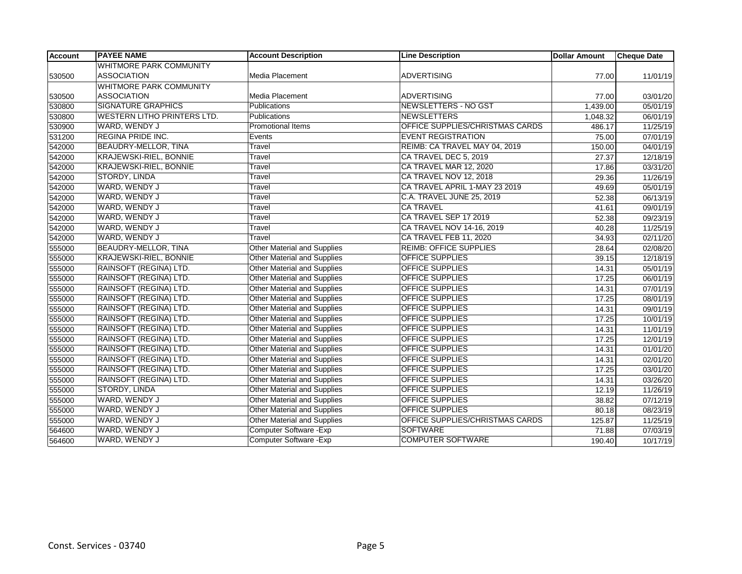| Account | PAYEE NAME | Account Description | Line Description | Dollar Amount | Cheque Date |
|---|---|---|---|---|---|
| 530500 | WHITMORE PARK COMMUNITY ASSOCIATION | Media Placement | ADVERTISING | 77.00 | 11/01/19 |
| 530500 | WHITMORE PARK COMMUNITY ASSOCIATION | Media Placement | ADVERTISING | 77.00 | 03/01/20 |
| 530800 | SIGNATURE GRAPHICS | Publications | NEWSLETTERS - NO GST | 1,439.00 | 05/01/19 |
| 530800 | WESTERN LITHO PRINTERS LTD. | Publications | NEWSLETTERS | 1,048.32 | 06/01/19 |
| 530900 | WARD, WENDY J | Promotional Items | OFFICE SUPPLIES/CHRISTMAS CARDS | 486.17 | 11/25/19 |
| 531200 | REGINA PRIDE INC. | Events | EVENT REGISTRATION | 75.00 | 07/01/19 |
| 542000 | BEAUDRY-MELLOR, TINA | Travel | REIMB: CA TRAVEL MAY 04, 2019 | 150.00 | 04/01/19 |
| 542000 | KRAJEWSKI-RIEL, BONNIE | Travel | CA TRAVEL DEC 5, 2019 | 27.37 | 12/18/19 |
| 542000 | KRAJEWSKI-RIEL, BONNIE | Travel | CA TRAVEL MAR 12, 2020 | 17.86 | 03/31/20 |
| 542000 | STORDY, LINDA | Travel | CA TRAVEL NOV 12, 2018 | 29.36 | 11/26/19 |
| 542000 | WARD, WENDY J | Travel | CA TRAVEL APRIL 1-MAY 23 2019 | 49.69 | 05/01/19 |
| 542000 | WARD, WENDY J | Travel | C.A. TRAVEL JUNE 25, 2019 | 52.38 | 06/13/19 |
| 542000 | WARD, WENDY J | Travel | CA TRAVEL | 41.61 | 09/01/19 |
| 542000 | WARD, WENDY J | Travel | CA TRAVEL SEP 17 2019 | 52.38 | 09/23/19 |
| 542000 | WARD, WENDY J | Travel | CA TRAVEL NOV 14-16, 2019 | 40.28 | 11/25/19 |
| 542000 | WARD, WENDY J | Travel | CA TRAVEL FEB 11, 2020 | 34.93 | 02/11/20 |
| 555000 | BEAUDRY-MELLOR, TINA | Other Material and Supplies | REIMB: OFFICE SUPPLIES | 28.64 | 02/08/20 |
| 555000 | KRAJEWSKI-RIEL, BONNIE | Other Material and Supplies | OFFICE SUPPLIES | 39.15 | 12/18/19 |
| 555000 | RAINSOFT (REGINA) LTD. | Other Material and Supplies | OFFICE SUPPLIES | 14.31 | 05/01/19 |
| 555000 | RAINSOFT (REGINA) LTD. | Other Material and Supplies | OFFICE SUPPLIES | 17.25 | 06/01/19 |
| 555000 | RAINSOFT (REGINA) LTD. | Other Material and Supplies | OFFICE SUPPLIES | 14.31 | 07/01/19 |
| 555000 | RAINSOFT (REGINA) LTD. | Other Material and Supplies | OFFICE SUPPLIES | 17.25 | 08/01/19 |
| 555000 | RAINSOFT (REGINA) LTD. | Other Material and Supplies | OFFICE SUPPLIES | 14.31 | 09/01/19 |
| 555000 | RAINSOFT (REGINA) LTD. | Other Material and Supplies | OFFICE SUPPLIES | 17.25 | 10/01/19 |
| 555000 | RAINSOFT (REGINA) LTD. | Other Material and Supplies | OFFICE SUPPLIES | 14.31 | 11/01/19 |
| 555000 | RAINSOFT (REGINA) LTD. | Other Material and Supplies | OFFICE SUPPLIES | 17.25 | 12/01/19 |
| 555000 | RAINSOFT (REGINA) LTD. | Other Material and Supplies | OFFICE SUPPLIES | 14.31 | 01/01/20 |
| 555000 | RAINSOFT (REGINA) LTD. | Other Material and Supplies | OFFICE SUPPLIES | 14.31 | 02/01/20 |
| 555000 | RAINSOFT (REGINA) LTD. | Other Material and Supplies | OFFICE SUPPLIES | 17.25 | 03/01/20 |
| 555000 | RAINSOFT (REGINA) LTD. | Other Material and Supplies | OFFICE SUPPLIES | 14.31 | 03/26/20 |
| 555000 | STORDY, LINDA | Other Material and Supplies | OFFICE SUPPLIES | 12.19 | 11/26/19 |
| 555000 | WARD, WENDY J | Other Material and Supplies | OFFICE SUPPLIES | 38.82 | 07/12/19 |
| 555000 | WARD, WENDY J | Other Material and Supplies | OFFICE SUPPLIES | 80.18 | 08/23/19 |
| 555000 | WARD, WENDY J | Other Material and Supplies | OFFICE SUPPLIES/CHRISTMAS CARDS | 125.87 | 11/25/19 |
| 564600 | WARD, WENDY J | Computer Software -Exp | SOFTWARE | 71.88 | 07/03/19 |
| 564600 | WARD, WENDY J | Computer Software -Exp | COMPUTER SOFTWARE | 190.40 | 10/17/19 |

Const. Services - 03740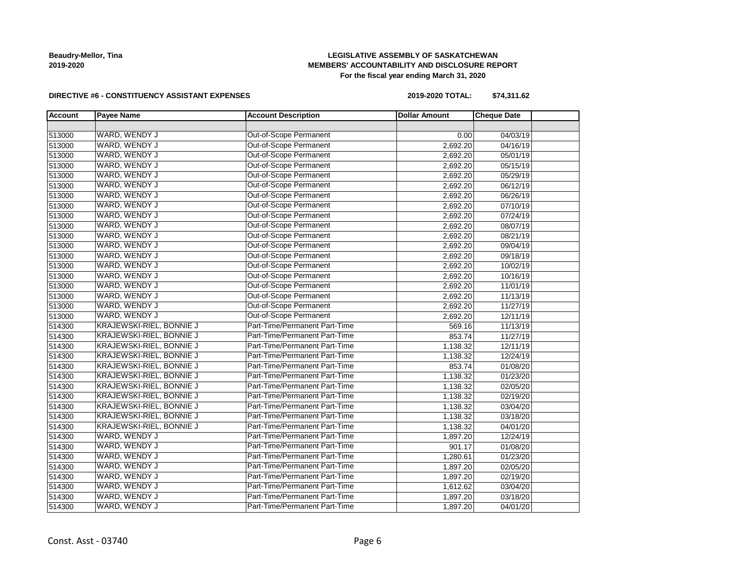**Beaudry-Mellor, Tina**
**2019-2020**

**LEGISLATIVE ASSEMBLY OF SASKATCHEWAN**
**MEMBERS' ACCOUNTABILITY AND DISCLOSURE REPORT**
**For the fiscal year ending March 31, 2020**

**DIRECTIVE #6 - CONSTITUENCY ASSISTANT EXPENSES**

**2019-2020 TOTAL: $74,311.62**

| Account | Payee Name | Account Description | Dollar Amount | Cheque Date | |
|---|---|---|---|---|---|
| | | | | | |
| 513000 | WARD, WENDY J | Out-of-Scope Permanent | 0.00 | 04/03/19 | |
| 513000 | WARD, WENDY J | Out-of-Scope Permanent | 2,692.20 | 04/16/19 | |
| 513000 | WARD, WENDY J | Out-of-Scope Permanent | 2,692.20 | 05/01/19 | |
| 513000 | WARD, WENDY J | Out-of-Scope Permanent | 2,692.20 | 05/15/19 | |
| 513000 | WARD, WENDY J | Out-of-Scope Permanent | 2,692.20 | 05/29/19 | |
| 513000 | WARD, WENDY J | Out-of-Scope Permanent | 2,692.20 | 06/12/19 | |
| 513000 | WARD, WENDY J | Out-of-Scope Permanent | 2,692.20 | 06/26/19 | |
| 513000 | WARD, WENDY J | Out-of-Scope Permanent | 2,692.20 | 07/10/19 | |
| 513000 | WARD, WENDY J | Out-of-Scope Permanent | 2,692.20 | 07/24/19 | |
| 513000 | WARD, WENDY J | Out-of-Scope Permanent | 2,692.20 | 08/07/19 | |
| 513000 | WARD, WENDY J | Out-of-Scope Permanent | 2,692.20 | 08/21/19 | |
| 513000 | WARD, WENDY J | Out-of-Scope Permanent | 2,692.20 | 09/04/19 | |
| 513000 | WARD, WENDY J | Out-of-Scope Permanent | 2,692.20 | 09/18/19 | |
| 513000 | WARD, WENDY J | Out-of-Scope Permanent | 2,692.20 | 10/02/19 | |
| 513000 | WARD, WENDY J | Out-of-Scope Permanent | 2,692.20 | 10/16/19 | |
| 513000 | WARD, WENDY J | Out-of-Scope Permanent | 2,692.20 | 11/01/19 | |
| 513000 | WARD, WENDY J | Out-of-Scope Permanent | 2,692.20 | 11/13/19 | |
| 513000 | WARD, WENDY J | Out-of-Scope Permanent | 2,692.20 | 11/27/19 | |
| 513000 | WARD, WENDY J | Out-of-Scope Permanent | 2,692.20 | 12/11/19 | |
| 514300 | KRAJEWSKI-RIEL, BONNIE J | Part-Time/Permanent Part-Time | 569.16 | 11/13/19 | |
| 514300 | KRAJEWSKI-RIEL, BONNIE J | Part-Time/Permanent Part-Time | 853.74 | 11/27/19 | |
| 514300 | KRAJEWSKI-RIEL, BONNIE J | Part-Time/Permanent Part-Time | 1,138.32 | 12/11/19 | |
| 514300 | KRAJEWSKI-RIEL, BONNIE J | Part-Time/Permanent Part-Time | 1,138.32 | 12/24/19 | |
| 514300 | KRAJEWSKI-RIEL, BONNIE J | Part-Time/Permanent Part-Time | 853.74 | 01/08/20 | |
| 514300 | KRAJEWSKI-RIEL, BONNIE J | Part-Time/Permanent Part-Time | 1,138.32 | 01/23/20 | |
| 514300 | KRAJEWSKI-RIEL, BONNIE J | Part-Time/Permanent Part-Time | 1,138.32 | 02/05/20 | |
| 514300 | KRAJEWSKI-RIEL, BONNIE J | Part-Time/Permanent Part-Time | 1,138.32 | 02/19/20 | |
| 514300 | KRAJEWSKI-RIEL, BONNIE J | Part-Time/Permanent Part-Time | 1,138.32 | 03/04/20 | |
| 514300 | KRAJEWSKI-RIEL, BONNIE J | Part-Time/Permanent Part-Time | 1,138.32 | 03/18/20 | |
| 514300 | KRAJEWSKI-RIEL, BONNIE J | Part-Time/Permanent Part-Time | 1,138.32 | 04/01/20 | |
| 514300 | WARD, WENDY J | Part-Time/Permanent Part-Time | 1,897.20 | 12/24/19 | |
| 514300 | WARD, WENDY J | Part-Time/Permanent Part-Time | 901.17 | 01/08/20 | |
| 514300 | WARD, WENDY J | Part-Time/Permanent Part-Time | 1,280.61 | 01/23/20 | |
| 514300 | WARD, WENDY J | Part-Time/Permanent Part-Time | 1,897.20 | 02/05/20 | |
| 514300 | WARD, WENDY J | Part-Time/Permanent Part-Time | 1,897.20 | 02/19/20 | |
| 514300 | WARD, WENDY J | Part-Time/Permanent Part-Time | 1,612.62 | 03/04/20 | |
| 514300 | WARD, WENDY J | Part-Time/Permanent Part-Time | 1,897.20 | 03/18/20 | |
| 514300 | WARD, WENDY J | Part-Time/Permanent Part-Time | 1,897.20 | 04/01/20 | |

Const. Asst - 03740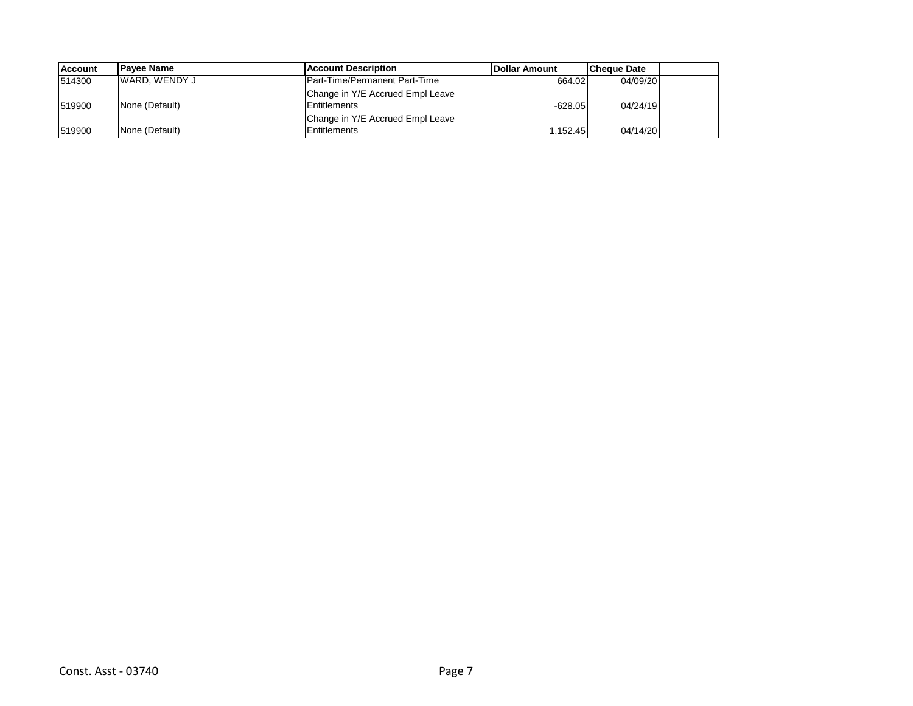| Account | Payee Name | Account Description | Dollar Amount | Cheque Date | |
|---|---|---|---|---|---|
| 514300 | WARD, WENDY J | Part-Time/Permanent Part-Time | 664.02 | 04/09/20 | |
| 519900 | None (Default) | Change in Y/E Accrued Empl Leave Entitlements | -628.05 | 04/24/19 | |
| 519900 | None (Default) | Change in Y/E Accrued Empl Leave Entitlements | 1,152.45 | 04/14/20 | |